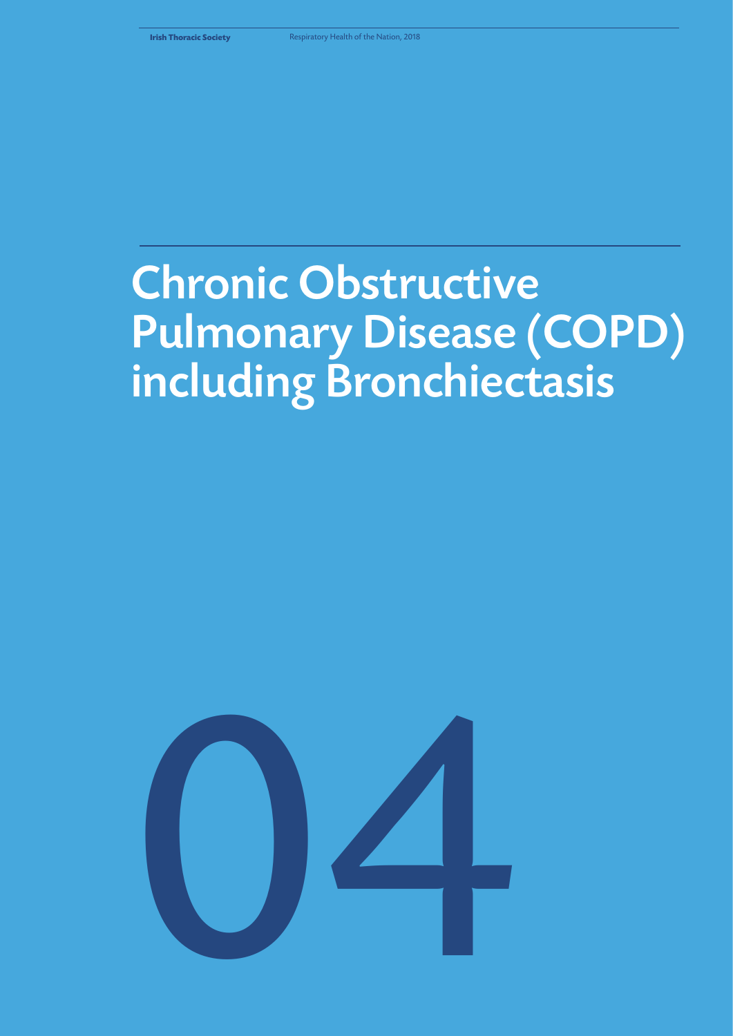# Chronic Obstructive Pulmonary Disease (COPD) including Bronchiectasis

04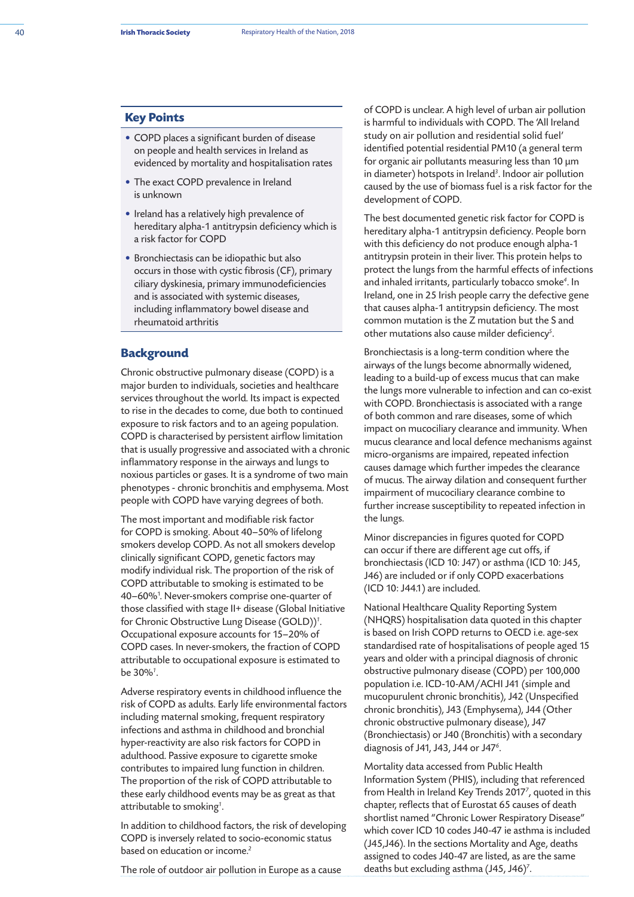## Key Points

- COPD places a significant burden of disease on people and health services in Ireland as evidenced by mortality and hospitalisation rates
- The exact COPD prevalence in Ireland is unknown
- Ireland has a relatively high prevalence of hereditary alpha-1 antitrypsin deficiency which is a risk factor for COPD
- Bronchiectasis can be idiopathic but also occurs in those with cystic fibrosis (CF), primary ciliary dyskinesia, primary immunodeficiencies and is associated with systemic diseases, including inflammatory bowel disease and rheumatoid arthritis

## Background

Chronic obstructive pulmonary disease (COPD) is a major burden to individuals, societies and healthcare services throughout the world. Its impact is expected to rise in the decades to come, due both to continued exposure to risk factors and to an ageing population. COPD is characterised by persistent airflow limitation that is usually progressive and associated with a chronic inflammatory response in the airways and lungs to noxious particles or gases. It is a syndrome of two main phenotypes - chronic bronchitis and emphysema. Most people with COPD have varying degrees of both.

The most important and modifiable risk factor for COPD is smoking. About 40–50% of lifelong smokers develop COPD. As not all smokers develop clinically significant COPD, genetic factors may modify individual risk. The proportion of the risk of COPD attributable to smoking is estimated to be 40–60%[1]. Never-smokers comprise one-quarter of those classified with stage II+ disease (Global Initiative for Chronic Obstructive Lung Disease (GOLD))[1]. Occupational exposure accounts for 15–20% of COPD cases. In never-smokers, the fraction of COPD attributable to occupational exposure is estimated to be 30%[1].

Adverse respiratory events in childhood influence the risk of COPD as adults. Early life environmental factors including maternal smoking, frequent respiratory infections and asthma in childhood and bronchial hyper-reactivity are also risk factors for COPD in adulthood. Passive exposure to cigarette smoke contributes to impaired lung function in children. The proportion of the risk of COPD attributable to these early childhood events may be as great as that attributable to smoking[1].

In addition to childhood factors, the risk of developing COPD is inversely related to socio-economic status based on education or income.[2]

The role of outdoor air pollution in Europe as a cause of COPD is unclear. A high level of urban air pollution is harmful to individuals with COPD. The 'All Ireland study on air pollution and residential solid fuel' identified potential residential PM10 (a general term for organic air pollutants measuring less than 10 µm in diameter) hotspots in Ireland[3]. Indoor air pollution caused by the use of biomass fuel is a risk factor for the development of COPD.

The best documented genetic risk factor for COPD is hereditary alpha-1 antitrypsin deficiency. People born with this deficiency do not produce enough alpha-1 antitrypsin protein in their liver. This protein helps to protect the lungs from the harmful effects of infections and inhaled irritants, particularly tobacco smoke[4]. In Ireland, one in 25 Irish people carry the defective gene that causes alpha-1 antitrypsin deficiency. The most common mutation is the Z mutation but the S and other mutations also cause milder deficiency[5].

Bronchiectasis is a long-term condition where the airways of the lungs become abnormally widened, leading to a build-up of excess mucus that can make the lungs more vulnerable to infection and can co-exist with COPD. Bronchiectasis is associated with a range of both common and rare diseases, some of which impact on mucociliary clearance and immunity. When mucus clearance and local defence mechanisms against micro-organisms are impaired, repeated infection causes damage which further impedes the clearance of mucus. The airway dilation and consequent further impairment of mucociliary clearance combine to further increase susceptibility to repeated infection in the lungs.

Minor discrepancies in figures quoted for COPD can occur if there are different age cut offs, if bronchiectasis (ICD 10: J47) or asthma (ICD 10: J45, J46) are included or if only COPD exacerbations (ICD 10: J44.1) are included.

National Healthcare Quality Reporting System (NHQRS) hospitalisation data quoted in this chapter is based on Irish COPD returns to OECD i.e. age-sex standardised rate of hospitalisations of people aged 15 years and older with a principal diagnosis of chronic obstructive pulmonary disease (COPD) per 100,000 population i.e. ICD-10-AM/ACHI J41 (simple and mucopurulent chronic bronchitis), J42 (Unspecified chronic bronchitis), J43 (Emphysema), J44 (Other chronic obstructive pulmonary disease), J47 (Bronchiectasis) or J40 (Bronchitis) with a secondary diagnosis of J41, J43, J44 or J47[6].

Mortality data accessed from Public Health Information System (PHIS), including that referenced from Health in Ireland Key Trends 2017[7], quoted in this chapter, reflects that of Eurostat 65 causes of death shortlist named "Chronic Lower Respiratory Disease" which cover ICD 10 codes J40-47 ie asthma is included (J45,J46). In the sections Mortality and Age, deaths assigned to codes J40-47 are listed, as are the same deaths but excluding asthma (J45, J46)[7].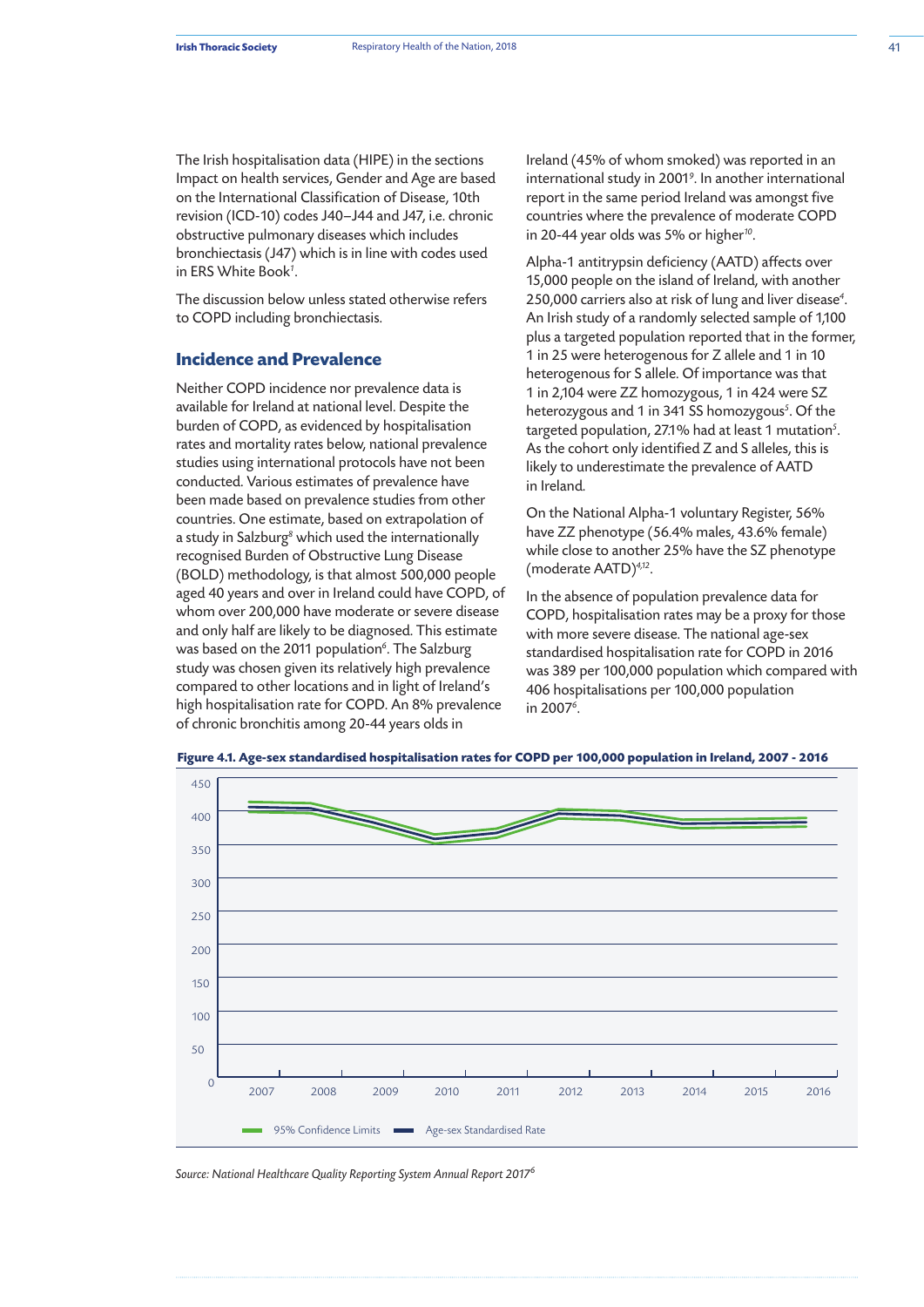The Irish hospitalisation data (HIPE) in the sections Impact on health services, Gender and Age are based on the International Classification of Disease, 10th revision (ICD-10) codes J40–J44 and J47, i.e. chronic obstructive pulmonary diseases which includes bronchiectasis (J47) which is in line with codes used in ERS White Book[1].

The discussion below unless stated otherwise refers to COPD including bronchiectasis.

## Incidence and Prevalence

Neither COPD incidence nor prevalence data is available for Ireland at national level. Despite the burden of COPD, as evidenced by hospitalisation rates and mortality rates below, national prevalence studies using international protocols have not been conducted. Various estimates of prevalence have been made based on prevalence studies from other countries. One estimate, based on extrapolation of a study in Salzburg[8] which used the internationally recognised Burden of Obstructive Lung Disease (BOLD) methodology, is that almost 500,000 people aged 40 years and over in Ireland could have COPD, of whom over 200,000 have moderate or severe disease and only half are likely to be diagnosed. This estimate was based on the 2011 population[6]. The Salzburg study was chosen given its relatively high prevalence compared to other locations and in light of Ireland's high hospitalisation rate for COPD. An 8% prevalence of chronic bronchitis among 20-44 years olds in Ireland (45% of whom smoked) was reported in an international study in 2001[9]. In another international report in the same period Ireland was amongst five countries where the prevalence of moderate COPD in 20-44 year olds was 5% or higher[10].

Alpha-1 antitrypsin deficiency (AATD) affects over 15,000 people on the island of Ireland, with another 250,000 carriers also at risk of lung and liver disease[4]. An Irish study of a randomly selected sample of 1,100 plus a targeted population reported that in the former, 1 in 25 were heterogenous for Z allele and 1 in 10 heterogenous for S allele. Of importance was that 1 in 2,104 were ZZ homozygous, 1 in 424 were SZ heterozygous and 1 in 341 SS homozygous[5]. Of the targeted population, 27.1% had at least 1 mutation[5]. As the cohort only identified Z and S alleles, this is likely to underestimate the prevalence of AATD in Ireland.

On the National Alpha-1 voluntary Register, 56% have ZZ phenotype (56.4% males, 43.6% female) while close to another 25% have the SZ phenotype (moderate AATD)[4,12].

In the absence of population prevalence data for COPD, hospitalisation rates may be a proxy for those with more severe disease. The national age-sex standardised hospitalisation rate for COPD in 2016 was 389 per 100,000 population which compared with 406 hospitalisations per 100,000 population in 2007[6].

**Figure 4.1. Age-sex standardised hospitalisation rates for COPD per 100,000 population in Ireland, 2007 - 2016**

*Source: National Healthcare Quality Reporting System Annual Report 2017[6]*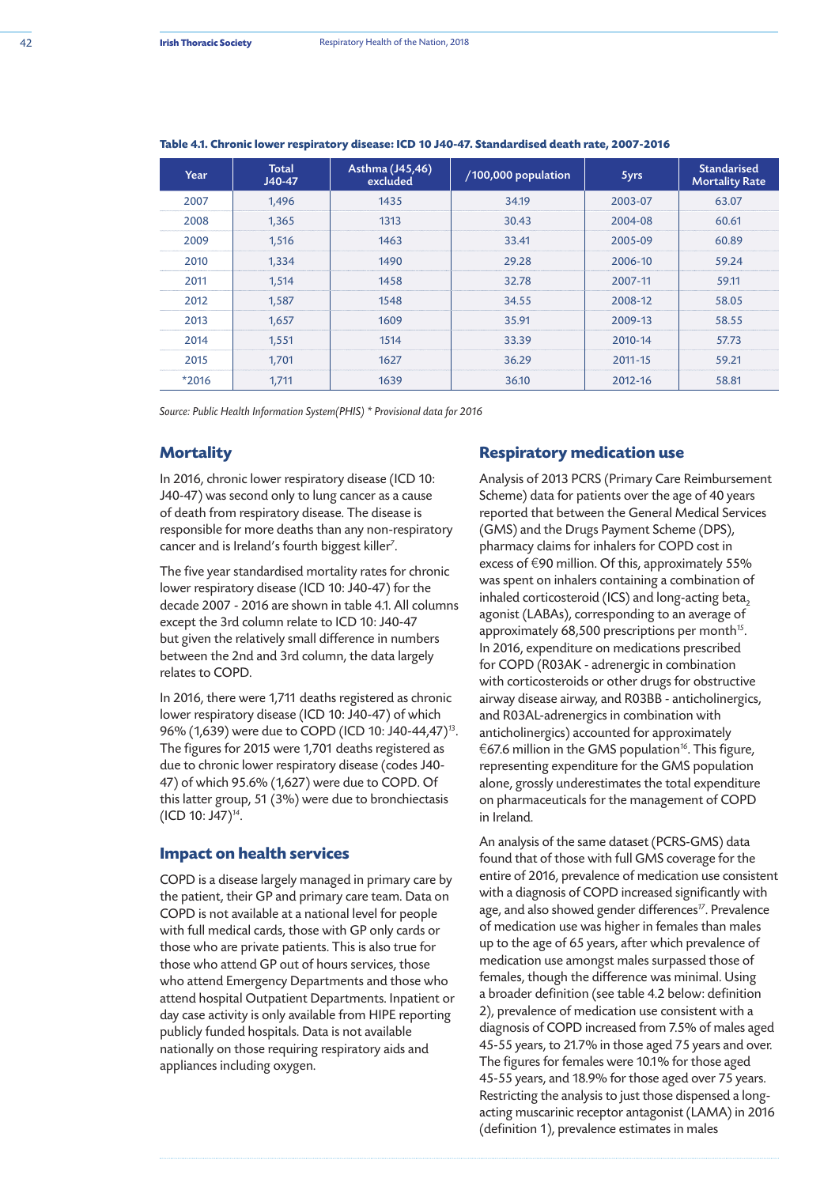**Table 4.1. Chronic lower respiratory disease: ICD 10 J40-47. Standardised death rate, 2007-2016**

| Year | Total J40-47 | Asthma (J45,46) excluded | /100,000 population | 5yrs | Standarised Mortality Rate |
|---|---|---|---|---|---|
| 2007 | 1,496 | 1435 | 34.19 | 2003-07 | 63.07 |
| 2008 | 1,365 | 1313 | 30.43 | 2004-08 | 60.61 |
| 2009 | 1,516 | 1463 | 33.41 | 2005-09 | 60.89 |
| 2010 | 1,334 | 1490 | 29.28 | 2006-10 | 59.24 |
| 2011 | 1,514 | 1458 | 32.78 | 2007-11 | 59.11 |
| 2012 | 1,587 | 1548 | 34.55 | 2008-12 | 58.05 |
| 2013 | 1,657 | 1609 | 35.91 | 2009-13 | 58.55 |
| 2014 | 1,551 | 1514 | 33.39 | 2010-14 | 57.73 |
| 2015 | 1,701 | 1627 | 36.29 | 2011-15 | 59.21 |
| *2016 | 1,711 | 1639 | 36.10 | 2012-16 | 58.81 |

*Source: Public Health Information System(PHIS) * Provisional data for 2016*

## Mortality

In 2016, chronic lower respiratory disease (ICD 10: J40-47) was second only to lung cancer as a cause of death from respiratory disease. The disease is responsible for more deaths than any non-respiratory cancer and is Ireland's fourth biggest killer[7].

The five year standardised mortality rates for chronic lower respiratory disease (ICD 10: J40-47) for the decade 2007 - 2016 are shown in table 4.1. All columns except the 3rd column relate to ICD 10: J40-47 but given the relatively small difference in numbers between the 2nd and 3rd column, the data largely relates to COPD.

In 2016, there were 1,711 deaths registered as chronic lower respiratory disease (ICD 10: J40-47) of which 96% (1,639) were due to COPD (ICD 10: J40-44,47)[13]. The figures for 2015 were 1,701 deaths registered as due to chronic lower respiratory disease (codes J40-47) of which 95.6% (1,627) were due to COPD. Of this latter group, 51 (3%) were due to bronchiectasis (ICD 10: J47)[14].

## Impact on health services

COPD is a disease largely managed in primary care by the patient, their GP and primary care team. Data on COPD is not available at a national level for people with full medical cards, those with GP only cards or those who are private patients. This is also true for those who attend GP out of hours services, those who attend Emergency Departments and those who attend hospital Outpatient Departments. Inpatient or day case activity is only available from HIPE reporting publicly funded hospitals. Data is not available nationally on those requiring respiratory aids and appliances including oxygen.

## Respiratory medication use

Analysis of 2013 PCRS (Primary Care Reimbursement Scheme) data for patients over the age of 40 years reported that between the General Medical Services (GMS) and the Drugs Payment Scheme (DPS), pharmacy claims for inhalers for COPD cost in excess of €90 million. Of this, approximately 55% was spent on inhalers containing a combination of inhaled corticosteroid (ICS) and long-acting beta$_2$ agonist (LABAs), corresponding to an average of approximately 68,500 prescriptions per month[15]. In 2016, expenditure on medications prescribed for COPD (R03AK - adrenergic in combination with corticosteroids or other drugs for obstructive airway disease airway, and R03BB - anticholinergics, and R03AL-adrenergics in combination with anticholinergics) accounted for approximately €67.6 million in the GMS population[16]. This figure, representing expenditure for the GMS population alone, grossly underestimates the total expenditure on pharmaceuticals for the management of COPD in Ireland.

An analysis of the same dataset (PCRS-GMS) data found that of those with full GMS coverage for the entire of 2016, prevalence of medication use consistent with a diagnosis of COPD increased significantly with age, and also showed gender differences[17]. Prevalence of medication use was higher in females than males up to the age of 65 years, after which prevalence of medication use amongst males surpassed those of females, though the difference was minimal. Using a broader definition (see table 4.2 below: definition 2), prevalence of medication use consistent with a diagnosis of COPD increased from 7.5% of males aged 45-55 years, to 21.7% in those aged 75 years and over. The figures for females were 10.1% for those aged 45-55 years, and 18.9% for those aged over 75 years. Restricting the analysis to just those dispensed a long-acting muscarinic receptor antagonist (LAMA) in 2016 (definition 1), prevalence estimates in males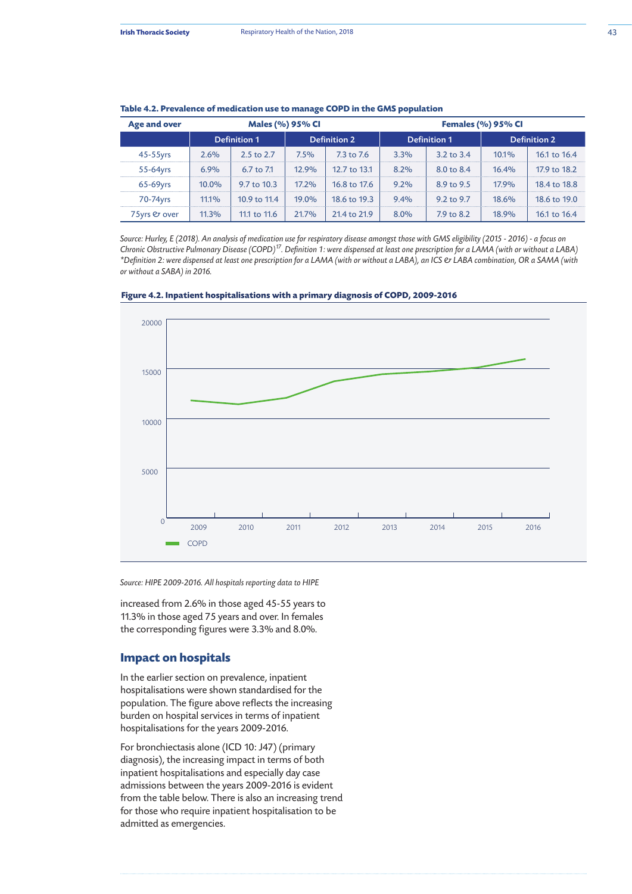**Table 4.2. Prevalence of medication use to manage COPD in the GMS population**

| Age and over | Males (%) 95% CI | | | | Females (%) 95% CI | | | |
|---|---|---|---|---|---|---|---|---|
| | Definition 1 | | Definition 2 | | Definition 1 | | Definition 2 | |
| 45-55yrs | 2.6% | 2.5 to 2.7 | 7.5% | 7.3 to 7.6 | 3.3% | 3.2 to 3.4 | 10.1% | 16.1 to 16.4 |
| 55-64yrs | 6.9% | 6.7 to 7.1 | 12.9% | 12.7 to 13.1 | 8.2% | 8.0 to 8.4 | 16.4% | 17.9 to 18.2 |
| 65-69yrs | 10.0% | 9.7 to 10.3 | 17.2% | 16.8 to 17.6 | 9.2% | 8.9 to 9.5 | 17.9% | 18.4 to 18.8 |
| 70-74yrs | 11.1% | 10.9 to 11.4 | 19.0% | 18.6 to 19.3 | 9.4% | 9.2 to 9.7 | 18.6% | 18.6 to 19.0 |
| 75yrs & over | 11.3% | 11.1 to 11.6 | 21.7% | 21.4 to 21.9 | 8.0% | 7.9 to 8.2 | 18.9% | 16.1 to 16.4 |

*Source: Hurley, E (2018). An analysis of medication use for respiratory disease amongst those with GMS eligibility (2015 - 2016) - a focus on Chronic Obstructive Pulmonary Disease (COPD)[17]. Definition 1: were dispensed at least one prescription for a LAMA (with or without a LABA) *Definition 2: were dispensed at least one prescription for a LAMA (with or without a LABA), an ICS & LABA combination, OR a SAMA (with or without a SABA) in 2016.*

**Figure 4.2. Inpatient hospitalisations with a primary diagnosis of COPD, 2009-2016**

*Source: HIPE 2009-2016. All hospitals reporting data to HIPE*

increased from 2.6% in those aged 45-55 years to 11.3% in those aged 75 years and over. In females the corresponding figures were 3.3% and 8.0%.

## Impact on hospitals

In the earlier section on prevalence, inpatient hospitalisations were shown standardised for the population. The figure above reflects the increasing burden on hospital services in terms of inpatient hospitalisations for the years 2009-2016.

For bronchiectasis alone (ICD 10: J47) (primary diagnosis), the increasing impact in terms of both inpatient hospitalisations and especially day case admissions between the years 2009-2016 is evident from the table below. There is also an increasing trend for those who require inpatient hospitalisation to be admitted as emergencies.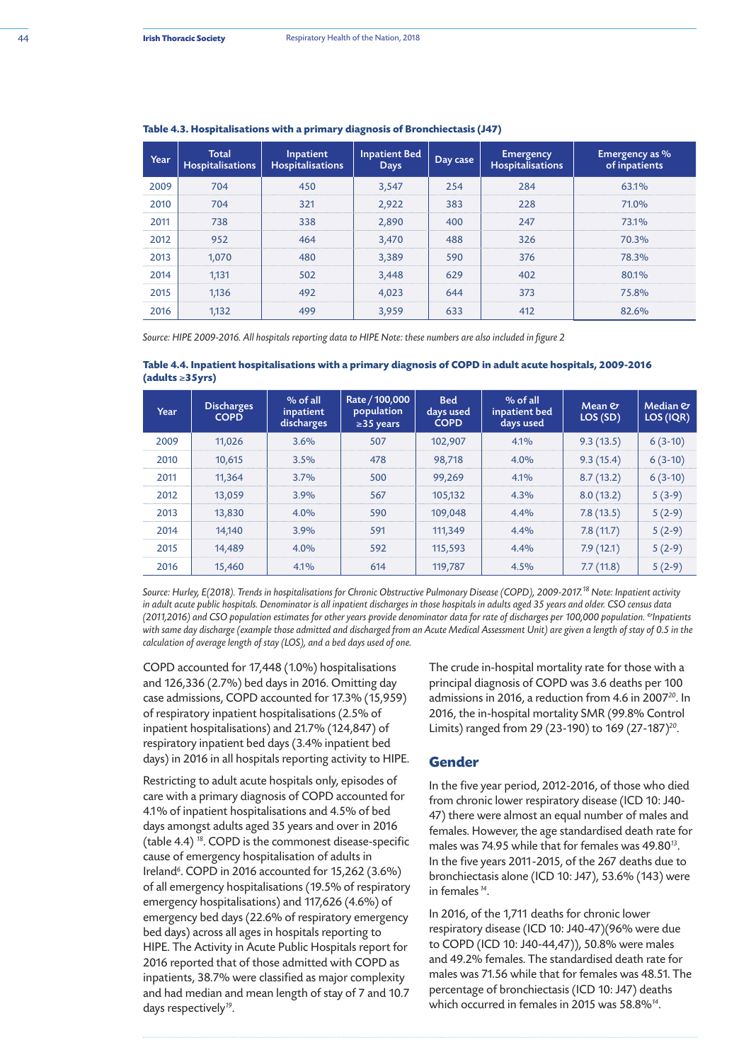**Table 4.3. Hospitalisations with a primary diagnosis of Bronchiectasis (J47)**

| Year | Total Hospitalisations | Inpatient Hospitalisations | Inpatient Bed Days | Day case | Emergency Hospitalisations | Emergency as % of inpatients |
|---|---|---|---|---|---|---|
| 2009 | 704 | 450 | 3,547 | 254 | 284 | 63.1% |
| 2010 | 704 | 321 | 2,922 | 383 | 228 | 71.0% |
| 2011 | 738 | 338 | 2,890 | 400 | 247 | 73.1% |
| 2012 | 952 | 464 | 3,470 | 488 | 326 | 70.3% |
| 2013 | 1,070 | 480 | 3,389 | 590 | 376 | 78.3% |
| 2014 | 1,131 | 502 | 3,448 | 629 | 402 | 80.1% |
| 2015 | 1,136 | 492 | 4,023 | 644 | 373 | 75.8% |
| 2016 | 1,132 | 499 | 3,959 | 633 | 412 | 82.6% |

*Source: HIPE 2009-2016. All hospitals reporting data to HIPE Note: these numbers are also included in figure 2*

**Table 4.4. Inpatient hospitalisations with a primary diagnosis of COPD in adult acute hospitals, 2009-2016 (adults ≥35yrs)**

| Year | Discharges COPD | % of all inpatient discharges | Rate / 100,000 population ≥35 years | Bed days used COPD | % of all inpatient bed days used | Mean & LOS (SD) | Median & LOS (IQR) |
|---|---|---|---|---|---|---|---|
| 2009 | 11,026 | 3.6% | 507 | 102,907 | 4.1% | 9.3 (13.5) | 6 (3-10) |
| 2010 | 10,615 | 3.5% | 478 | 98,718 | 4.0% | 9.3 (15.4) | 6 (3-10) |
| 2011 | 11,364 | 3.7% | 500 | 99,269 | 4.1% | 8.7 (13.2) | 6 (3-10) |
| 2012 | 13,059 | 3.9% | 567 | 105,132 | 4.3% | 8.0 (13.2) | 5 (3-9) |
| 2013 | 13,830 | 4.0% | 590 | 109,048 | 4.4% | 7.8 (13.5) | 5 (2-9) |
| 2014 | 14,140 | 3.9% | 591 | 111,349 | 4.4% | 7.8 (11.7) | 5 (2-9) |
| 2015 | 14,489 | 4.0% | 592 | 115,593 | 4.4% | 7.9 (12.1) | 5 (2-9) |
| 2016 | 15,460 | 4.1% | 614 | 119,787 | 4.5% | 7.7 (11.8) | 5 (2-9) |

*Source: Hurley, E(2018). Trends in hospitalisations for Chronic Obstructive Pulmonary Disease (COPD), 2009-2017.[18] Note: Inpatient activity in adult acute public hospitals. Denominator is all inpatient discharges in those hospitals in adults aged 35 years and older. CSO census data (2011,2016) and CSO population estimates for other years provide denominator data for rate of discharges per 100,000 population. &Inpatients with same day discharge (example those admitted and discharged from an Acute Medical Assessment Unit) are given a length of stay of 0.5 in the calculation of average length of stay (LOS), and a bed days used of one.*

COPD accounted for 17,448 (1.0%) hospitalisations and 126,336 (2.7%) bed days in 2016. Omitting day case admissions, COPD accounted for 17.3% (15,959) of respiratory inpatient hospitalisations (2.5% of inpatient hospitalisations) and 21.7% (124,847) of respiratory inpatient bed days (3.4% inpatient bed days) in 2016 in all hospitals reporting activity to HIPE.

Restricting to adult acute hospitals only, episodes of care with a primary diagnosis of COPD accounted for 4.1% of inpatient hospitalisations and 4.5% of bed days amongst adults aged 35 years and over in 2016 (table 4.4) [18]. COPD is the commonest disease-specific cause of emergency hospitalisation of adults in Ireland[6]. COPD in 2016 accounted for 15,262 (3.6%) of all emergency hospitalisations (19.5% of respiratory emergency hospitalisations) and 117,626 (4.6%) of emergency bed days (22.6% of respiratory emergency bed days) across all ages in hospitals reporting to HIPE. The Activity in Acute Public Hospitals report for 2016 reported that of those admitted with COPD as inpatients, 38.7% were classified as major complexity and had median and mean length of stay of 7 and 10.7 days respectively[19].

The crude in-hospital mortality rate for those with a principal diagnosis of COPD was 3.6 deaths per 100 admissions in 2016, a reduction from 4.6 in 2007[20]. In 2016, the in-hospital mortality SMR (99.8% Control Limits) ranged from 29 (23-190) to 169 (27-187)[20].

## Gender

In the five year period, 2012-2016, of those who died from chronic lower respiratory disease (ICD 10: J40-47) there were almost an equal number of males and females. However, the age standardised death rate for males was 74.95 while that for females was 49.80[13]. In the five years 2011-2015, of the 267 deaths due to bronchiectasis alone (ICD 10: J47), 53.6% (143) were in females [14].

In 2016, of the 1,711 deaths for chronic lower respiratory disease (ICD 10: J40-47)(96% were due to COPD (ICD 10: J40-44,47)), 50.8% were males and 49.2% females. The standardised death rate for males was 71.56 while that for females was 48.51. The percentage of bronchiectasis (ICD 10: J47) deaths which occurred in females in 2015 was 58.8%[14].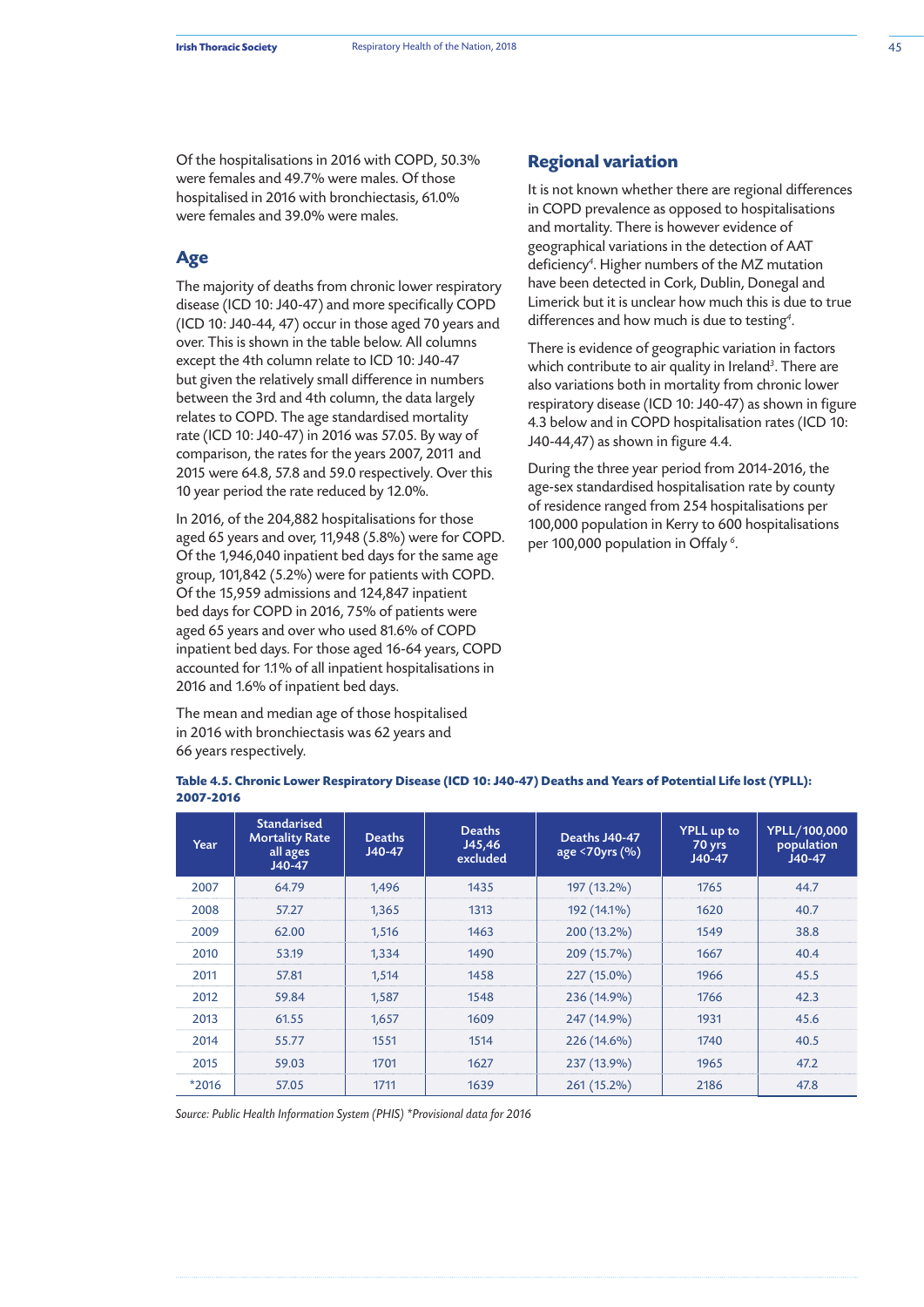Of the hospitalisations in 2016 with COPD, 50.3% were females and 49.7% were males. Of those hospitalised in 2016 with bronchiectasis, 61.0% were females and 39.0% were males.

## Age

The majority of deaths from chronic lower respiratory disease (ICD 10: J40-47) and more specifically COPD (ICD 10: J40-44, 47) occur in those aged 70 years and over. This is shown in the table below. All columns except the 4th column relate to ICD 10: J40-47 but given the relatively small difference in numbers between the 3rd and 4th column, the data largely relates to COPD. The age standardised mortality rate (ICD 10: J40-47) in 2016 was 57.05. By way of comparison, the rates for the years 2007, 2011 and 2015 were 64.8, 57.8 and 59.0 respectively. Over this 10 year period the rate reduced by 12.0%.

In 2016, of the 204,882 hospitalisations for those aged 65 years and over, 11,948 (5.8%) were for COPD. Of the 1,946,040 inpatient bed days for the same age group, 101,842 (5.2%) were for patients with COPD. Of the 15,959 admissions and 124,847 inpatient bed days for COPD in 2016, 75% of patients were aged 65 years and over who used 81.6% of COPD inpatient bed days. For those aged 16-64 years, COPD accounted for 1.1% of all inpatient hospitalisations in 2016 and 1.6% of inpatient bed days.

The mean and median age of those hospitalised in 2016 with bronchiectasis was 62 years and 66 years respectively.

## Regional variation

It is not known whether there are regional differences in COPD prevalence as opposed to hospitalisations and mortality. There is however evidence of geographical variations in the detection of AAT deficiency[4]. Higher numbers of the MZ mutation have been detected in Cork, Dublin, Donegal and Limerick but it is unclear how much this is due to true differences and how much is due to testing[4].

There is evidence of geographic variation in factors which contribute to air quality in Ireland[3]. There are also variations both in mortality from chronic lower respiratory disease (ICD 10: J40-47) as shown in figure 4.3 below and in COPD hospitalisation rates (ICD 10: J40-44,47) as shown in figure 4.4.

During the three year period from 2014-2016, the age-sex standardised hospitalisation rate by county of residence ranged from 254 hospitalisations per 100,000 population in Kerry to 600 hospitalisations per 100,000 population in Offaly[6].

**Table 4.5. Chronic Lower Respiratory Disease (ICD 10: J40-47) Deaths and Years of Potential Life lost (YPLL): 2007-2016**

| Year | Standarised Mortality Rate all ages J40-47 | Deaths J40-47 | Deaths J45,46 excluded | Deaths J40-47 age <70yrs (%) | YPLL up to 70 yrs J40-47 | YPLL/100,000 population J40-47 |
|---|---|---|---|---|---|---|
| 2007 | 64.79 | 1,496 | 1435 | 197 (13.2%) | 1765 | 44.7 |
| 2008 | 57.27 | 1,365 | 1313 | 192 (14.1%) | 1620 | 40.7 |
| 2009 | 62.00 | 1,516 | 1463 | 200 (13.2%) | 1549 | 38.8 |
| 2010 | 53.19 | 1,334 | 1490 | 209 (15.7%) | 1667 | 40.4 |
| 2011 | 57.81 | 1,514 | 1458 | 227 (15.0%) | 1966 | 45.5 |
| 2012 | 59.84 | 1,587 | 1548 | 236 (14.9%) | 1766 | 42.3 |
| 2013 | 61.55 | 1,657 | 1609 | 247 (14.9%) | 1931 | 45.6 |
| 2014 | 55.77 | 1551 | 1514 | 226 (14.6%) | 1740 | 40.5 |
| 2015 | 59.03 | 1701 | 1627 | 237 (13.9%) | 1965 | 47.2 |
| *2016 | 57.05 | 1711 | 1639 | 261 (15.2%) | 2186 | 47.8 |

*Source: Public Health Information System (PHIS) *Provisional data for 2016*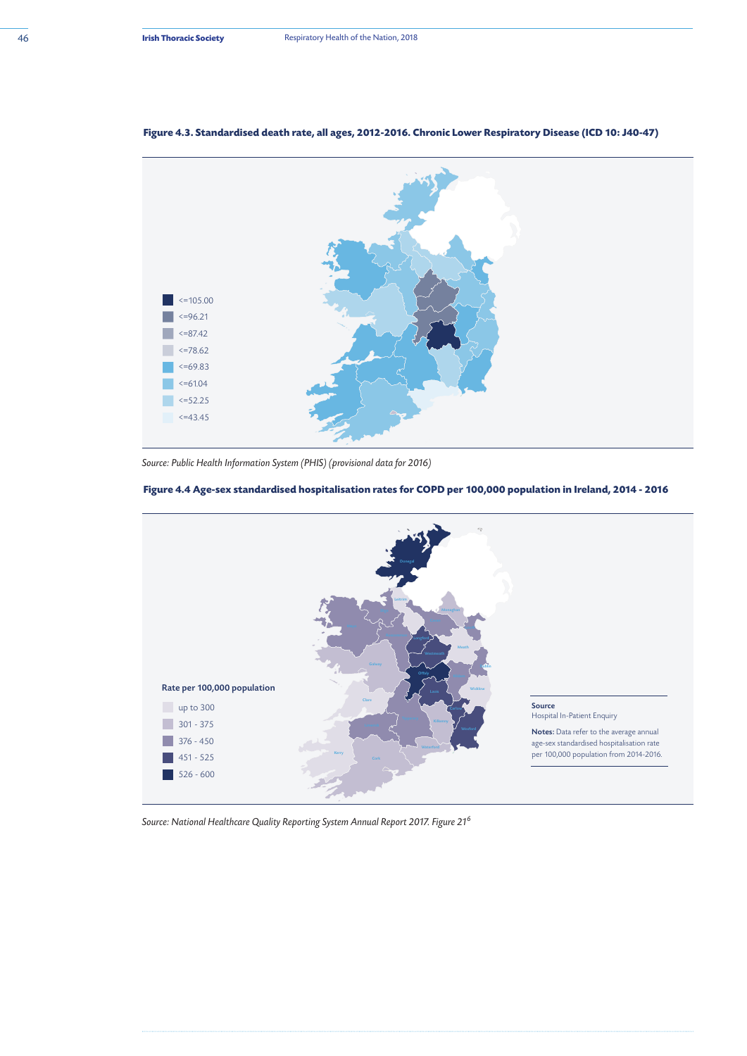**Figure 4.3. Standardised death rate, all ages, 2012-2016. Chronic Lower Respiratory Disease (ICD 10: J40-47)**

- <=105.00
- <=96.21
- <=87.42
- <=78.62
- <=69.83
- <=61.04
- <=52.25
- <=43.45

*Source: Public Health Information System (PHIS) (provisional data for 2016)*

**Figure 4.4 Age-sex standardised hospitalisation rates for COPD per 100,000 population in Ireland, 2014 - 2016**

**Rate per 100,000 population**

- up to 300
- 301 - 375
- 376 - 450
- 451 - 525
- 526 - 600

**Source**
Hospital In-Patient Enquiry

**Notes:** Data refer to the average annual age-sex standardised hospitalisation rate per 100,000 population from 2014-2016.

*Source: National Healthcare Quality Reporting System Annual Report 2017. Figure 21[6]*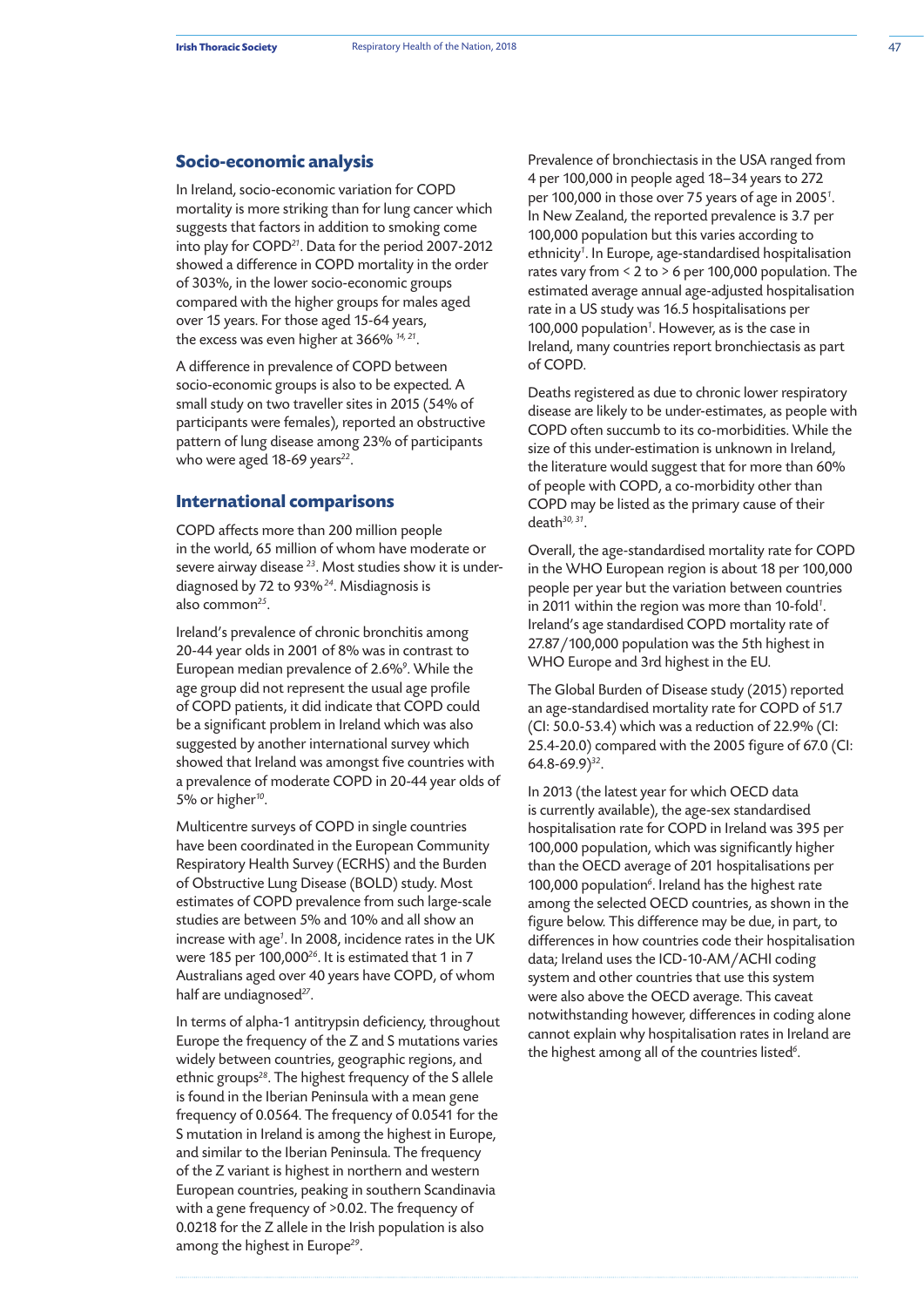## Socio-economic analysis

In Ireland, socio-economic variation for COPD mortality is more striking than for lung cancer which suggests that factors in addition to smoking come into play for COPD[21]. Data for the period 2007-2012 showed a difference in COPD mortality in the order of 303%, in the lower socio-economic groups compared with the higher groups for males aged over 15 years. For those aged 15-64 years, the excess was even higher at 366% [14, 21].

A difference in prevalence of COPD between socio-economic groups is also to be expected. A small study on two traveller sites in 2015 (54% of participants were females), reported an obstructive pattern of lung disease among 23% of participants who were aged 18-69 years[22].

## International comparisons

COPD affects more than 200 million people in the world, 65 million of whom have moderate or severe airway disease [23]. Most studies show it is under-diagnosed by 72 to 93%[24]. Misdiagnosis is also common[25].

Ireland's prevalence of chronic bronchitis among 20-44 year olds in 2001 of 8% was in contrast to European median prevalence of 2.6%[9]. While the age group did not represent the usual age profile of COPD patients, it did indicate that COPD could be a significant problem in Ireland which was also suggested by another international survey which showed that Ireland was amongst five countries with a prevalence of moderate COPD in 20-44 year olds of 5% or higher[10].

Multicentre surveys of COPD in single countries have been coordinated in the European Community Respiratory Health Survey (ECRHS) and the Burden of Obstructive Lung Disease (BOLD) study. Most estimates of COPD prevalence from such large-scale studies are between 5% and 10% and all show an increase with age[1]. In 2008, incidence rates in the UK were 185 per 100,000[26]. It is estimated that 1 in 7 Australians aged over 40 years have COPD, of whom half are undiagnosed[27].

In terms of alpha-1 antitrypsin deficiency, throughout Europe the frequency of the Z and S mutations varies widely between countries, geographic regions, and ethnic groups[28]. The highest frequency of the S allele is found in the Iberian Peninsula with a mean gene frequency of 0.0564. The frequency of 0.0541 for the S mutation in Ireland is among the highest in Europe, and similar to the Iberian Peninsula. The frequency of the Z variant is highest in northern and western European countries, peaking in southern Scandinavia with a gene frequency of >0.02. The frequency of 0.0218 for the Z allele in the Irish population is also among the highest in Europe[29].

Prevalence of bronchiectasis in the USA ranged from 4 per 100,000 in people aged 18–34 years to 272 per 100,000 in those over 75 years of age in 2005[1]. In New Zealand, the reported prevalence is 3.7 per 100,000 population but this varies according to ethnicity[1]. In Europe, age-standardised hospitalisation rates vary from < 2 to > 6 per 100,000 population. The estimated average annual age-adjusted hospitalisation rate in a US study was 16.5 hospitalisations per 100,000 population[1]. However, as is the case in Ireland, many countries report bronchiectasis as part of COPD.

Deaths registered as due to chronic lower respiratory disease are likely to be under-estimates, as people with COPD often succumb to its co-morbidities. While the size of this under-estimation is unknown in Ireland, the literature would suggest that for more than 60% of people with COPD, a co-morbidity other than COPD may be listed as the primary cause of their death[30, 31].

Overall, the age-standardised mortality rate for COPD in the WHO European region is about 18 per 100,000 people per year but the variation between countries in 2011 within the region was more than 10-fold[1]. Ireland's age standardised COPD mortality rate of 27.87/100,000 population was the 5th highest in WHO Europe and 3rd highest in the EU.

The Global Burden of Disease study (2015) reported an age-standardised mortality rate for COPD of 51.7 (CI: 50.0-53.4) which was a reduction of 22.9% (CI: 25.4-20.0) compared with the 2005 figure of 67.0 (CI: 64.8-69.9)[32].

In 2013 (the latest year for which OECD data is currently available), the age-sex standardised hospitalisation rate for COPD in Ireland was 395 per 100,000 population, which was significantly higher than the OECD average of 201 hospitalisations per 100,000 population[6]. Ireland has the highest rate among the selected OECD countries, as shown in the figure below. This difference may be due, in part, to differences in how countries code their hospitalisation data; Ireland uses the ICD-10-AM/ACHI coding system and other countries that use this system were also above the OECD average. This caveat notwithstanding however, differences in coding alone cannot explain why hospitalisation rates in Ireland are the highest among all of the countries listed[6].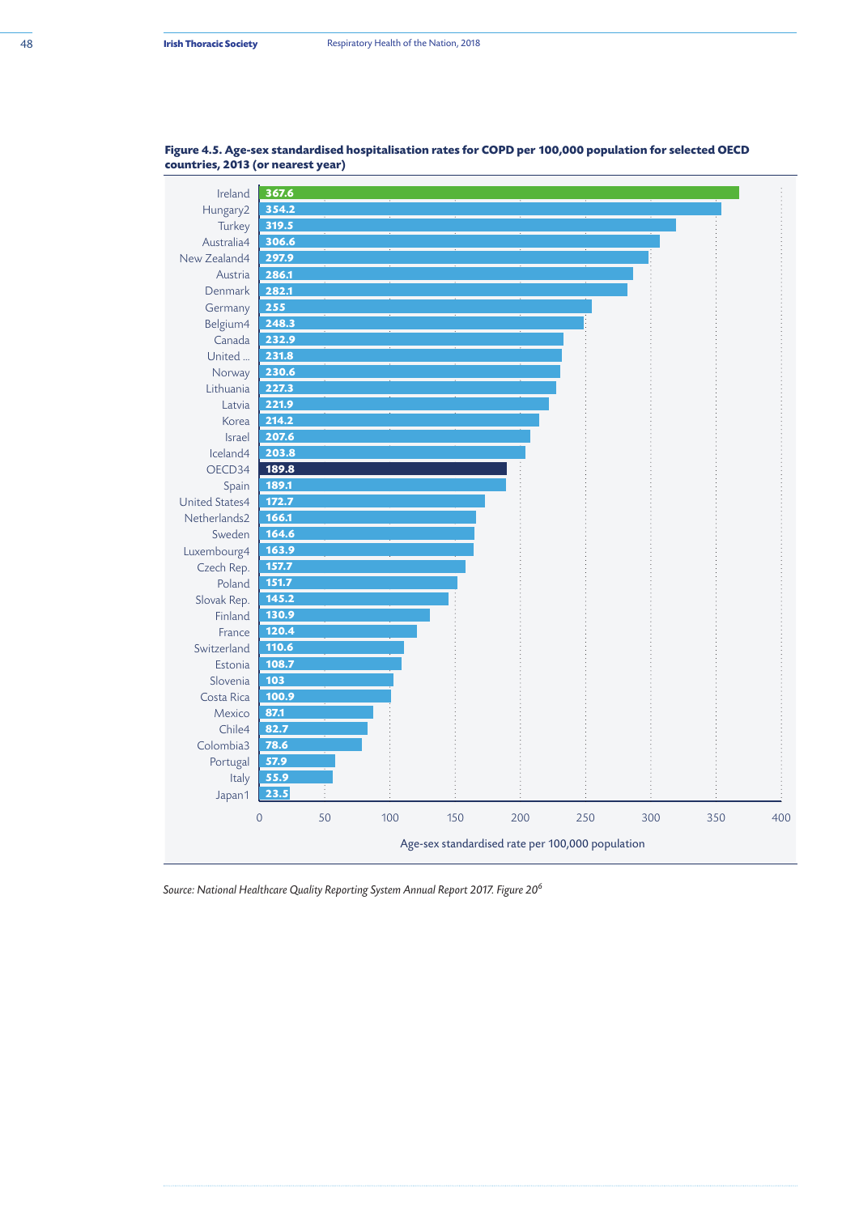**Figure 4.5. Age-sex standardised hospitalisation rates for COPD per 100,000 population for selected OECD countries, 2013 (or nearest year)**

| Country | Age-sex standardised rate per 100,000 population |
| --- | --- |
| Ireland | 367.6 |
| Hungary2 | 354.2 |
| Turkey | 319.5 |
| Australia4 | 306.6 |
| New Zealand4 | 297.9 |
| Austria | 286.1 |
| Denmark | 282.1 |
| Germany | 255 |
| Belgium4 | 248.3 |
| Canada | 232.9 |
| United ... | 231.8 |
| Norway | 230.6 |
| Lithuania | 227.3 |
| Latvia | 221.9 |
| Korea | 214.2 |
| Israel | 207.6 |
| Iceland4 | 203.8 |
| OECD34 | 189.8 |
| Spain | 189.1 |
| United States4 | 172.7 |
| Netherlands2 | 166.1 |
| Sweden | 164.6 |
| Luxembourg4 | 163.9 |
| Czech Rep. | 157.7 |
| Poland | 151.7 |
| Slovak Rep. | 145.2 |
| Finland | 130.9 |
| France | 120.4 |
| Switzerland | 110.6 |
| Estonia | 108.7 |
| Slovenia | 103 |
| Costa Rica | 100.9 |
| Mexico | 87.1 |
| Chile4 | 82.7 |
| Colombia3 | 78.6 |
| Portugal | 57.9 |
| Italy | 55.9 |
| Japan1 | 23.5 |

*Source: National Healthcare Quality Reporting System Annual Report 2017. Figure 20*[6]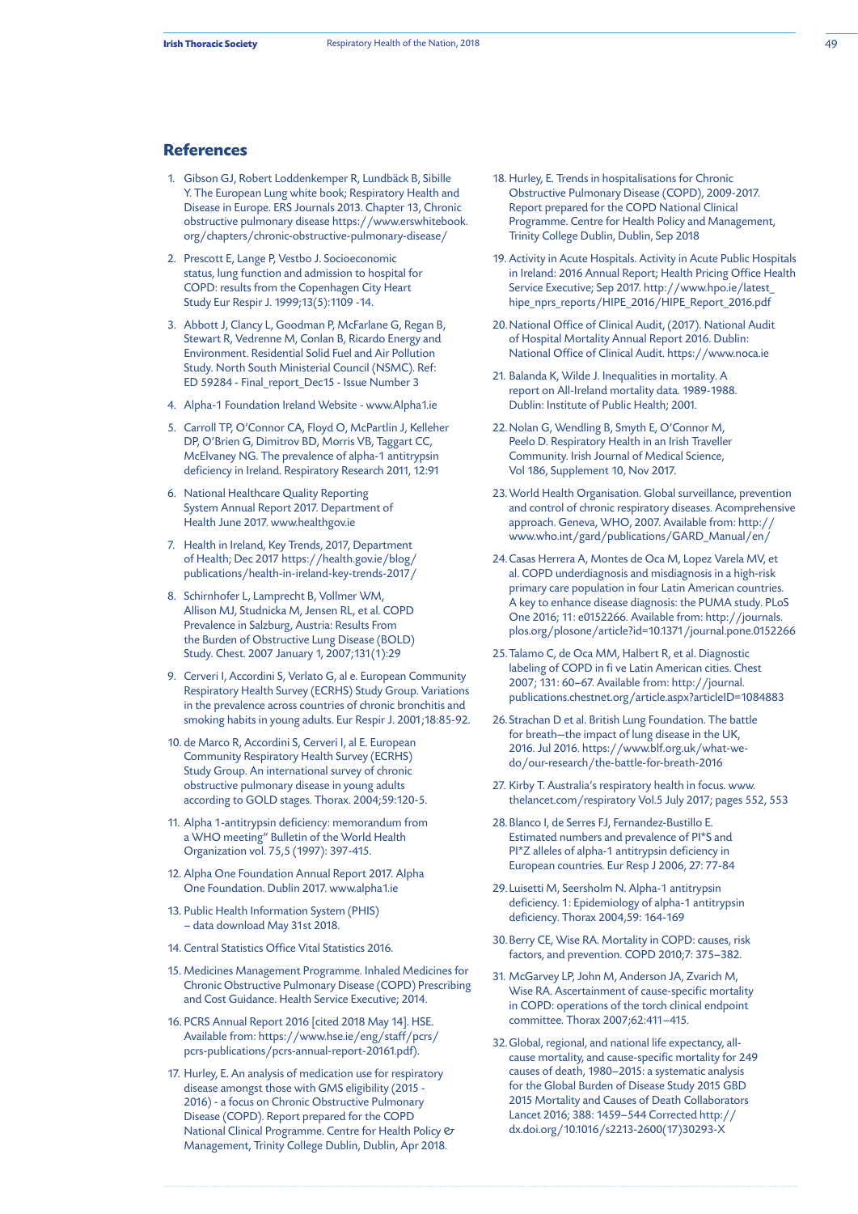## References

1. Gibson GJ, Robert Loddenkemper R, Lundbäck B, Sibille Y. The European Lung white book; Respiratory Health and Disease in Europe. ERS Journals 2013. Chapter 13, Chronic obstructive pulmonary disease https://www.erswhitebook.org/chapters/chronic-obstructive-pulmonary-disease/
2. Prescott E, Lange P, Vestbo J. Socioeconomic status, lung function and admission to hospital for COPD: results from the Copenhagen City Heart Study Eur Respir J. 1999;13(5):1109 -14.
3. Abbott J, Clancy L, Goodman P, McFarlane G, Regan B, Stewart R, Vedrenne M, Conlan B, Ricardo Energy and Environment. Residential Solid Fuel and Air Pollution Study. North South Ministerial Council (NSMC). Ref: ED 59284 - Final_report_Dec15 - Issue Number 3
4. Alpha-1 Foundation Ireland Website - www.Alpha1.ie
5. Carroll TP, O'Connor CA, Floyd O, McPartlin J, Kelleher DP, O'Brien G, Dimitrov BD, Morris VB, Taggart CC, McElvaney NG. The prevalence of alpha-1 antitrypsin deficiency in Ireland. Respiratory Research 2011, 12:91
6. National Healthcare Quality Reporting System Annual Report 2017. Department of Health June 2017. www.healthgov.ie
7. Health in Ireland, Key Trends, 2017, Department of Health; Dec 2017 https://health.gov.ie/blog/publications/health-in-ireland-key-trends-2017/
8. Schirnhofer L, Lamprecht B, Vollmer WM, Allison MJ, Studnicka M, Jensen RL, et al. COPD Prevalence in Salzburg, Austria: Results From the Burden of Obstructive Lung Disease (BOLD) Study. Chest. 2007 January 1, 2007;131(1):29
9. Cerveri I, Accordini S, Verlato G, al e. European Community Respiratory Health Survey (ECRHS) Study Group. Variations in the prevalence across countries of chronic bronchitis and smoking habits in young adults. Eur Respir J. 2001;18:85-92.
10. de Marco R, Accordini S, Cerveri I, al E. European Community Respiratory Health Survey (ECRHS) Study Group. An international survey of chronic obstructive pulmonary disease in young adults according to GOLD stages. Thorax. 2004;59:120-5.
11. Alpha 1-antitrypsin deficiency: memorandum from a WHO meeting" Bulletin of the World Health Organization vol. 75,5 (1997): 397-415.
12. Alpha One Foundation Annual Report 2017. Alpha One Foundation. Dublin 2017. www.alpha1.ie
13. Public Health Information System (PHIS) – data download May 31st 2018.
14. Central Statistics Office Vital Statistics 2016.
15. Medicines Management Programme. Inhaled Medicines for Chronic Obstructive Pulmonary Disease (COPD) Prescribing and Cost Guidance. Health Service Executive; 2014.
16. PCRS Annual Report 2016 [cited 2018 May 14]. HSE. Available from: https://www.hse.ie/eng/staff/pcrs/pcrs-publications/pcrs-annual-report-20161.pdf).
17. Hurley, E. An analysis of medication use for respiratory disease amongst those with GMS eligibility (2015 - 2016) - a focus on Chronic Obstructive Pulmonary Disease (COPD). Report prepared for the COPD National Clinical Programme. Centre for Health Policy & Management, Trinity College Dublin, Dublin, Apr 2018.
18. Hurley, E. Trends in hospitalisations for Chronic Obstructive Pulmonary Disease (COPD), 2009-2017. Report prepared for the COPD National Clinical Programme. Centre for Health Policy and Management, Trinity College Dublin, Dublin, Sep 2018
19. Activity in Acute Hospitals. Activity in Acute Public Hospitals in Ireland: 2016 Annual Report; Health Pricing Office Health Service Executive; Sep 2017. http://www.hpo.ie/latest_hipe_nprs_reports/HIPE_2016/HIPE_Report_2016.pdf
20. National Office of Clinical Audit, (2017). National Audit of Hospital Mortality Annual Report 2016. Dublin: National Office of Clinical Audit. https://www.noca.ie
21. Balanda K, Wilde J. Inequalities in mortality. A report on All-Ireland mortality data. 1989-1988. Dublin: Institute of Public Health; 2001.
22. Nolan G, Wendling B, Smyth E, O'Connor M, Peelo D. Respiratory Health in an Irish Traveller Community. Irish Journal of Medical Science, Vol 186, Supplement 10, Nov 2017.
23. World Health Organisation. Global surveillance, prevention and control of chronic respiratory diseases. Acomprehensive approach. Geneva, WHO, 2007. Available from: http://www.who.int/gard/publications/GARD_Manual/en/
24. Casas Herrera A, Montes de Oca M, Lopez Varela MV, et al. COPD underdiagnosis and misdiagnosis in a high-risk primary care population in four Latin American countries. A key to enhance disease diagnosis: the PUMA study. PLoS One 2016; 11: e0152266. Available from: http://journals.plos.org/plosone/article?id=10.1371/journal.pone.0152266
25. Talamo C, de Oca MM, Halbert R, et al. Diagnostic labeling of COPD in fi ve Latin American cities. Chest 2007; 131: 60–67. Available from: http://journal.publications.chestnet.org/article.aspx?articleID=1084883
26. Strachan D et al. British Lung Foundation. The battle for breath—the impact of lung disease in the UK, 2016. Jul 2016. https://www.blf.org.uk/what-we-do/our-research/the-battle-for-breath-2016
27. Kirby T. Australia's respiratory health in focus. www.thelancet.com/respiratory Vol.5 July 2017; pages 552, 553
28. Blanco I, de Serres FJ, Fernandez-Bustillo E. Estimated numbers and prevalence of PI*S and PI*Z alleles of alpha-1 antitrypsin deficiency in European countries. Eur Resp J 2006, 27: 77-84
29. Luisetti M, Seersholm N. Alpha-1 antitrypsin deficiency. 1: Epidemiology of alpha-1 antitrypsin deficiency. Thorax 2004,59: 164-169
30. Berry CE, Wise RA. Mortality in COPD: causes, risk factors, and prevention. COPD 2010;7: 375–382.
31. McGarvey LP, John M, Anderson JA, Zvarich M, Wise RA. Ascertainment of cause-specific mortality in COPD: operations of the torch clinical endpoint committee. Thorax 2007;62:411–415.
32. Global, regional, and national life expectancy, all-cause mortality, and cause-specific mortality for 249 causes of death, 1980–2015: a systematic analysis for the Global Burden of Disease Study 2015 GBD 2015 Mortality and Causes of Death Collaborators Lancet 2016; 388: 1459–544 Corrected http://dx.doi.org/10.1016/s2213-2600(17)30293-X